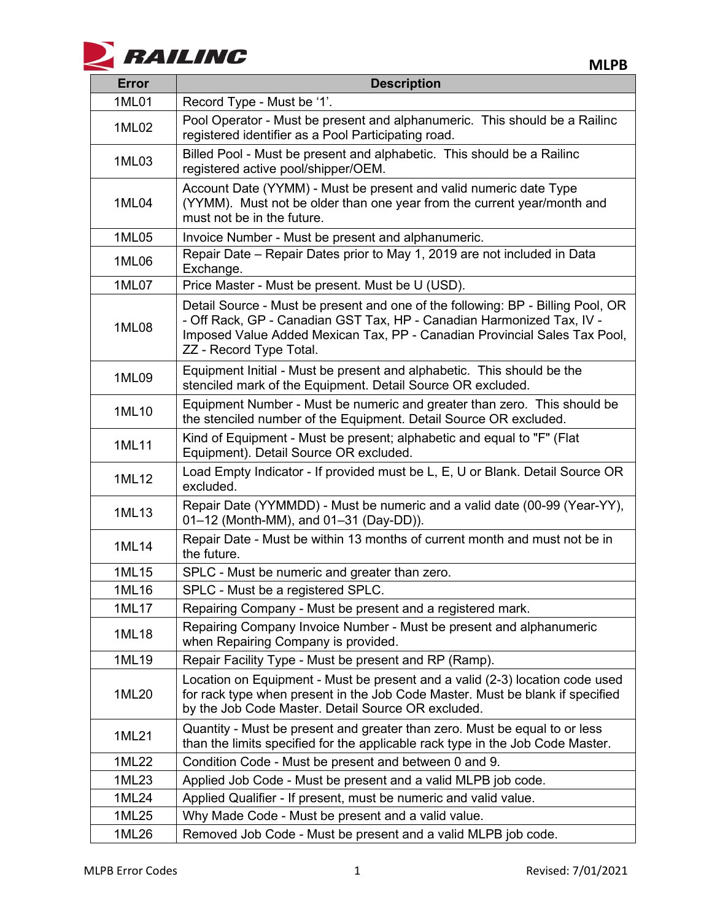# MLPB

| Error | Description |
|---|---|
| 1ML01 | Record Type - Must be '1'. |
| 1ML02 | Pool Operator - Must be present and alphanumeric. This should be a Railinc registered identifier as a Pool Participating road. |
| 1ML03 | Billed Pool - Must be present and alphabetic. This should be a Railinc registered active pool/shipper/OEM. |
| 1ML04 | Account Date (YYMM) - Must be present and valid numeric date Type (YYMM). Must not be older than one year from the current year/month and must not be in the future. |
| 1ML05 | Invoice Number - Must be present and alphanumeric. |
| 1ML06 | Repair Date – Repair Dates prior to May 1, 2019 are not included in Data Exchange. |
| 1ML07 | Price Master - Must be present. Must be U (USD). |
| 1ML08 | Detail Source - Must be present and one of the following: BP - Billing Pool, OR - Off Rack, GP - Canadian GST Tax, HP - Canadian Harmonized Tax, IV - Imposed Value Added Mexican Tax, PP - Canadian Provincial Sales Tax Pool, ZZ - Record Type Total. |
| 1ML09 | Equipment Initial - Must be present and alphabetic. This should be the stenciled mark of the Equipment. Detail Source OR excluded. |
| 1ML10 | Equipment Number - Must be numeric and greater than zero. This should be the stenciled number of the Equipment. Detail Source OR excluded. |
| 1ML11 | Kind of Equipment - Must be present; alphabetic and equal to "F" (Flat Equipment). Detail Source OR excluded. |
| 1ML12 | Load Empty Indicator - If provided must be L, E, U or Blank. Detail Source OR excluded. |
| 1ML13 | Repair Date (YYMMDD) - Must be numeric and a valid date (00-99 (Year-YY), 01–12 (Month-MM), and 01–31 (Day-DD)). |
| 1ML14 | Repair Date - Must be within 13 months of current month and must not be in the future. |
| 1ML15 | SPLC - Must be numeric and greater than zero. |
| 1ML16 | SPLC - Must be a registered SPLC. |
| 1ML17 | Repairing Company - Must be present and a registered mark. |
| 1ML18 | Repairing Company Invoice Number - Must be present and alphanumeric when Repairing Company is provided. |
| 1ML19 | Repair Facility Type - Must be present and RP (Ramp). |
| 1ML20 | Location on Equipment - Must be present and a valid (2-3) location code used for rack type when present in the Job Code Master. Must be blank if specified by the Job Code Master. Detail Source OR excluded. |
| 1ML21 | Quantity - Must be present and greater than zero. Must be equal to or less than the limits specified for the applicable rack type in the Job Code Master. |
| 1ML22 | Condition Code - Must be present and between 0 and 9. |
| 1ML23 | Applied Job Code - Must be present and a valid MLPB job code. |
| 1ML24 | Applied Qualifier - If present, must be numeric and valid value. |
| 1ML25 | Why Made Code - Must be present and a valid value. |
| 1ML26 | Removed Job Code - Must be present and a valid MLPB job code. |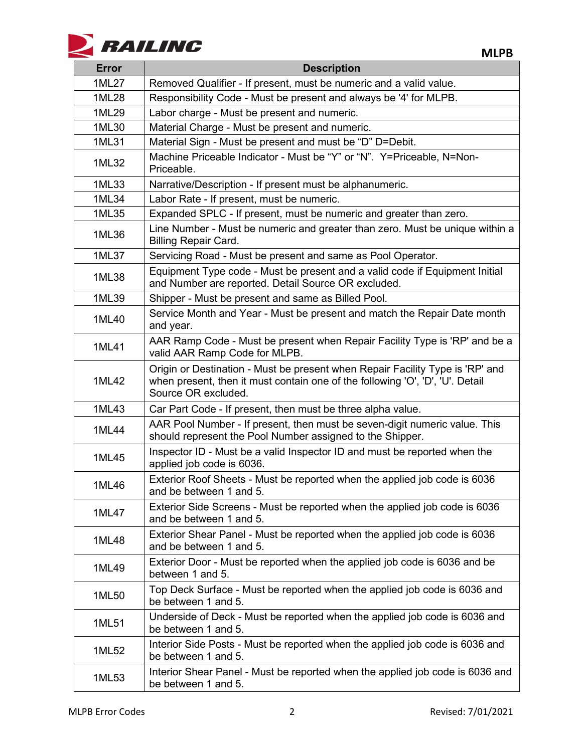| Error | Description |
|---|---|
| 1ML27 | Removed Qualifier - If present, must be numeric and a valid value. |
| 1ML28 | Responsibility Code - Must be present and always be '4' for MLPB. |
| 1ML29 | Labor charge - Must be present and numeric. |
| 1ML30 | Material Charge - Must be present and numeric. |
| 1ML31 | Material Sign - Must be present and must be "D" D=Debit. |
| 1ML32 | Machine Priceable Indicator - Must be "Y" or "N". Y=Priceable, N=Non-Priceable. |
| 1ML33 | Narrative/Description - If present must be alphanumeric. |
| 1ML34 | Labor Rate - If present, must be numeric. |
| 1ML35 | Expanded SPLC - If present, must be numeric and greater than zero. |
| 1ML36 | Line Number - Must be numeric and greater than zero. Must be unique within a Billing Repair Card. |
| 1ML37 | Servicing Road - Must be present and same as Pool Operator. |
| 1ML38 | Equipment Type code - Must be present and a valid code if Equipment Initial and Number are reported. Detail Source OR excluded. |
| 1ML39 | Shipper - Must be present and same as Billed Pool. |
| 1ML40 | Service Month and Year - Must be present and match the Repair Date month and year. |
| 1ML41 | AAR Ramp Code - Must be present when Repair Facility Type is 'RP' and be a valid AAR Ramp Code for MLPB. |
| 1ML42 | Origin or Destination - Must be present when Repair Facility Type is 'RP' and when present, then it must contain one of the following 'O', 'D', 'U'. Detail Source OR excluded. |
| 1ML43 | Car Part Code - If present, then must be three alpha value. |
| 1ML44 | AAR Pool Number - If present, then must be seven-digit numeric value. This should represent the Pool Number assigned to the Shipper. |
| 1ML45 | Inspector ID - Must be a valid Inspector ID and must be reported when the applied job code is 6036. |
| 1ML46 | Exterior Roof Sheets - Must be reported when the applied job code is 6036 and be between 1 and 5. |
| 1ML47 | Exterior Side Screens - Must be reported when the applied job code is 6036 and be between 1 and 5. |
| 1ML48 | Exterior Shear Panel - Must be reported when the applied job code is 6036 and be between 1 and 5. |
| 1ML49 | Exterior Door - Must be reported when the applied job code is 6036 and be between 1 and 5. |
| 1ML50 | Top Deck Surface - Must be reported when the applied job code is 6036 and be between 1 and 5. |
| 1ML51 | Underside of Deck - Must be reported when the applied job code is 6036 and be between 1 and 5. |
| 1ML52 | Interior Side Posts - Must be reported when the applied job code is 6036 and be between 1 and 5. |
| 1ML53 | Interior Shear Panel - Must be reported when the applied job code is 6036 and be between 1 and 5. |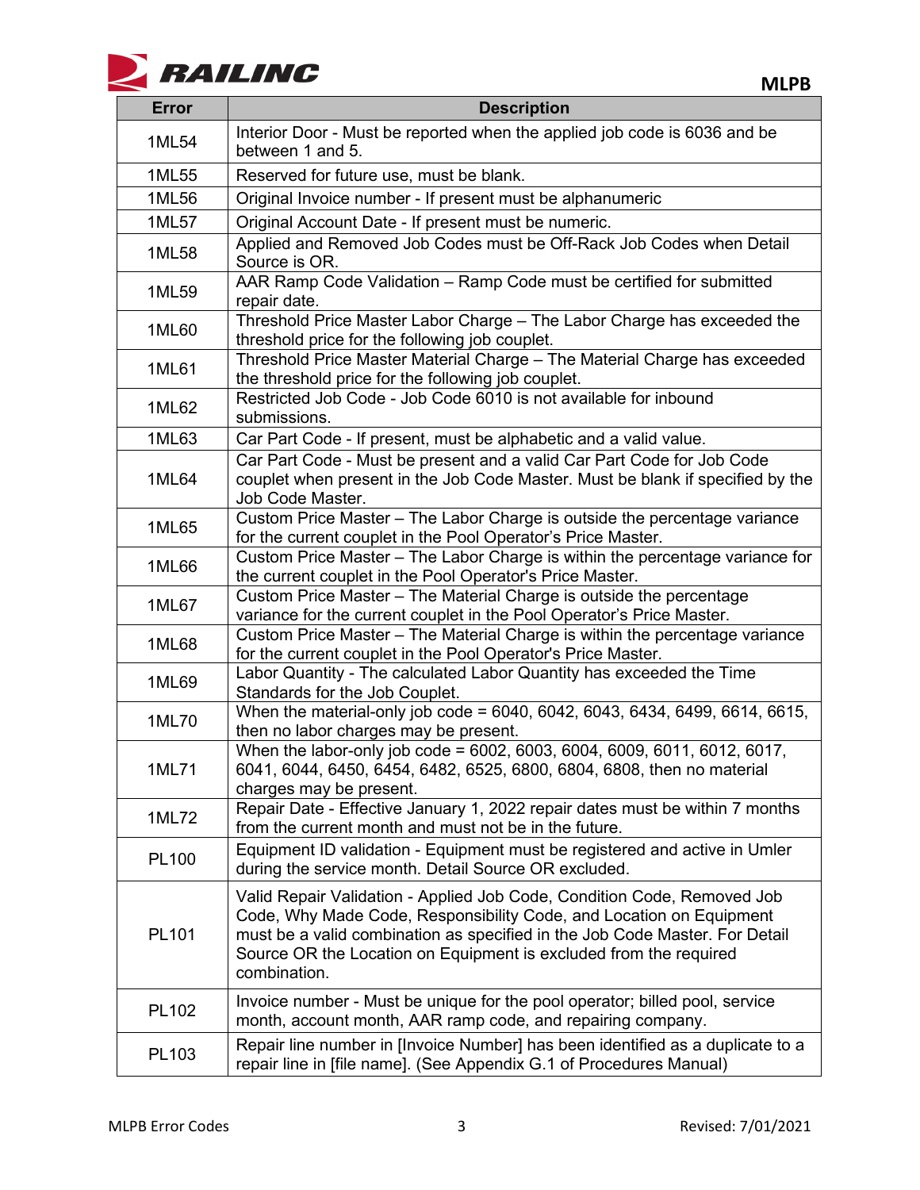| Error | Description |
|---|---|
| 1ML54 | Interior Door - Must be reported when the applied job code is 6036 and be between 1 and 5. |
| 1ML55 | Reserved for future use, must be blank. |
| 1ML56 | Original Invoice number - If present must be alphanumeric |
| 1ML57 | Original Account Date - If present must be numeric. |
| 1ML58 | Applied and Removed Job Codes must be Off-Rack Job Codes when Detail Source is OR. |
| 1ML59 | AAR Ramp Code Validation – Ramp Code must be certified for submitted repair date. |
| 1ML60 | Threshold Price Master Labor Charge – The Labor Charge has exceeded the threshold price for the following job couplet. |
| 1ML61 | Threshold Price Master Material Charge – The Material Charge has exceeded the threshold price for the following job couplet. |
| 1ML62 | Restricted Job Code - Job Code 6010 is not available for inbound submissions. |
| 1ML63 | Car Part Code - If present, must be alphabetic and a valid value. |
| 1ML64 | Car Part Code - Must be present and a valid Car Part Code for Job Code couplet when present in the Job Code Master. Must be blank if specified by the Job Code Master. |
| 1ML65 | Custom Price Master – The Labor Charge is outside the percentage variance for the current couplet in the Pool Operator's Price Master. |
| 1ML66 | Custom Price Master – The Labor Charge is within the percentage variance for the current couplet in the Pool Operator's Price Master. |
| 1ML67 | Custom Price Master – The Material Charge is outside the percentage variance for the current couplet in the Pool Operator's Price Master. |
| 1ML68 | Custom Price Master – The Material Charge is within the percentage variance for the current couplet in the Pool Operator's Price Master. |
| 1ML69 | Labor Quantity - The calculated Labor Quantity has exceeded the Time Standards for the Job Couplet. |
| 1ML70 | When the material-only job code = 6040, 6042, 6043, 6434, 6499, 6614, 6615, then no labor charges may be present. |
| 1ML71 | When the labor-only job code = 6002, 6003, 6004, 6009, 6011, 6012, 6017, 6041, 6044, 6450, 6454, 6482, 6525, 6800, 6804, 6808, then no material charges may be present. |
| 1ML72 | Repair Date - Effective January 1, 2022 repair dates must be within 7 months from the current month and must not be in the future. |
| PL100 | Equipment ID validation - Equipment must be registered and active in Umler during the service month. Detail Source OR excluded. |
| PL101 | Valid Repair Validation - Applied Job Code, Condition Code, Removed Job Code, Why Made Code, Responsibility Code, and Location on Equipment must be a valid combination as specified in the Job Code Master. For Detail Source OR the Location on Equipment is excluded from the required combination. |
| PL102 | Invoice number - Must be unique for the pool operator; billed pool, service month, account month, AAR ramp code, and repairing company. |
| PL103 | Repair line number in [Invoice Number] has been identified as a duplicate to a repair line in [file name]. (See Appendix G.1 of Procedures Manual) |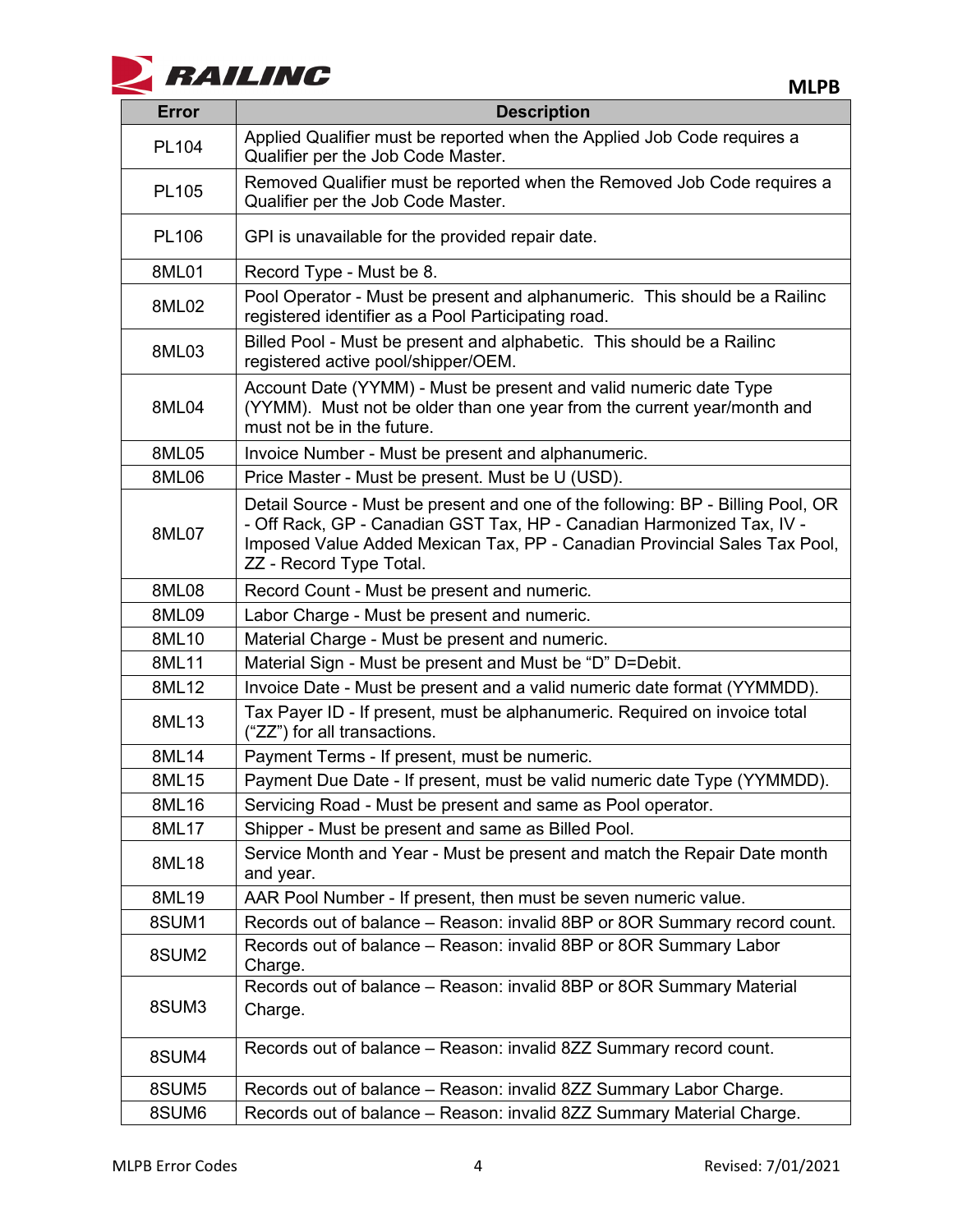| Error | Description |
|---|---|
| PL104 | Applied Qualifier must be reported when the Applied Job Code requires a Qualifier per the Job Code Master. |
| PL105 | Removed Qualifier must be reported when the Removed Job Code requires a Qualifier per the Job Code Master. |
| PL106 | GPI is unavailable for the provided repair date. |
| 8ML01 | Record Type - Must be 8. |
| 8ML02 | Pool Operator - Must be present and alphanumeric. This should be a Railinc registered identifier as a Pool Participating road. |
| 8ML03 | Billed Pool - Must be present and alphabetic. This should be a Railinc registered active pool/shipper/OEM. |
| 8ML04 | Account Date (YYMM) - Must be present and valid numeric date Type (YYMM). Must not be older than one year from the current year/month and must not be in the future. |
| 8ML05 | Invoice Number - Must be present and alphanumeric. |
| 8ML06 | Price Master - Must be present. Must be U (USD). |
| 8ML07 | Detail Source - Must be present and one of the following: BP - Billing Pool, OR - Off Rack, GP - Canadian GST Tax, HP - Canadian Harmonized Tax, IV - Imposed Value Added Mexican Tax, PP - Canadian Provincial Sales Tax Pool, ZZ - Record Type Total. |
| 8ML08 | Record Count - Must be present and numeric. |
| 8ML09 | Labor Charge - Must be present and numeric. |
| 8ML10 | Material Charge - Must be present and numeric. |
| 8ML11 | Material Sign - Must be present and Must be "D" D=Debit. |
| 8ML12 | Invoice Date - Must be present and a valid numeric date format (YYMMDD). |
| 8ML13 | Tax Payer ID - If present, must be alphanumeric. Required on invoice total ("ZZ") for all transactions. |
| 8ML14 | Payment Terms - If present, must be numeric. |
| 8ML15 | Payment Due Date - If present, must be valid numeric date Type (YYMMDD). |
| 8ML16 | Servicing Road - Must be present and same as Pool operator. |
| 8ML17 | Shipper - Must be present and same as Billed Pool. |
| 8ML18 | Service Month and Year - Must be present and match the Repair Date month and year. |
| 8ML19 | AAR Pool Number - If present, then must be seven numeric value. |
| 8SUM1 | Records out of balance – Reason: invalid 8BP or 8OR Summary record count. |
| 8SUM2 | Records out of balance – Reason: invalid 8BP or 8OR Summary Labor Charge. |
| 8SUM3 | Records out of balance – Reason: invalid 8BP or 8OR Summary Material Charge. |
| 8SUM4 | Records out of balance – Reason: invalid 8ZZ Summary record count. |
| 8SUM5 | Records out of balance – Reason: invalid 8ZZ Summary Labor Charge. |
| 8SUM6 | Records out of balance – Reason: invalid 8ZZ Summary Material Charge. |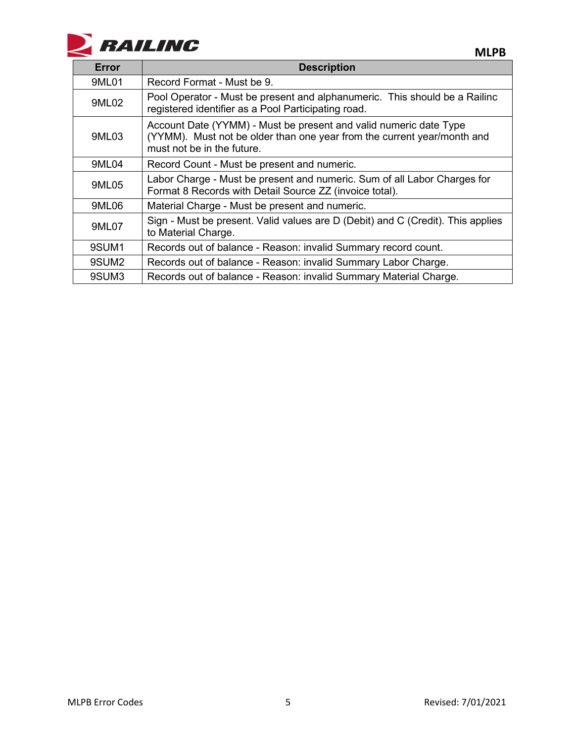| Error | Description |
|---|---|
| 9ML01 | Record Format - Must be 9. |
| 9ML02 | Pool Operator - Must be present and alphanumeric. This should be a Railinc registered identifier as a Pool Participating road. |
| 9ML03 | Account Date (YYMM) - Must be present and valid numeric date Type (YYMM). Must not be older than one year from the current year/month and must not be in the future. |
| 9ML04 | Record Count - Must be present and numeric. |
| 9ML05 | Labor Charge - Must be present and numeric. Sum of all Labor Charges for Format 8 Records with Detail Source ZZ (invoice total). |
| 9ML06 | Material Charge - Must be present and numeric. |
| 9ML07 | Sign - Must be present. Valid values are D (Debit) and C (Credit). This applies to Material Charge. |
| 9SUM1 | Records out of balance - Reason: invalid Summary record count. |
| 9SUM2 | Records out of balance - Reason: invalid Summary Labor Charge. |
| 9SUM3 | Records out of balance - Reason: invalid Summary Material Charge. |